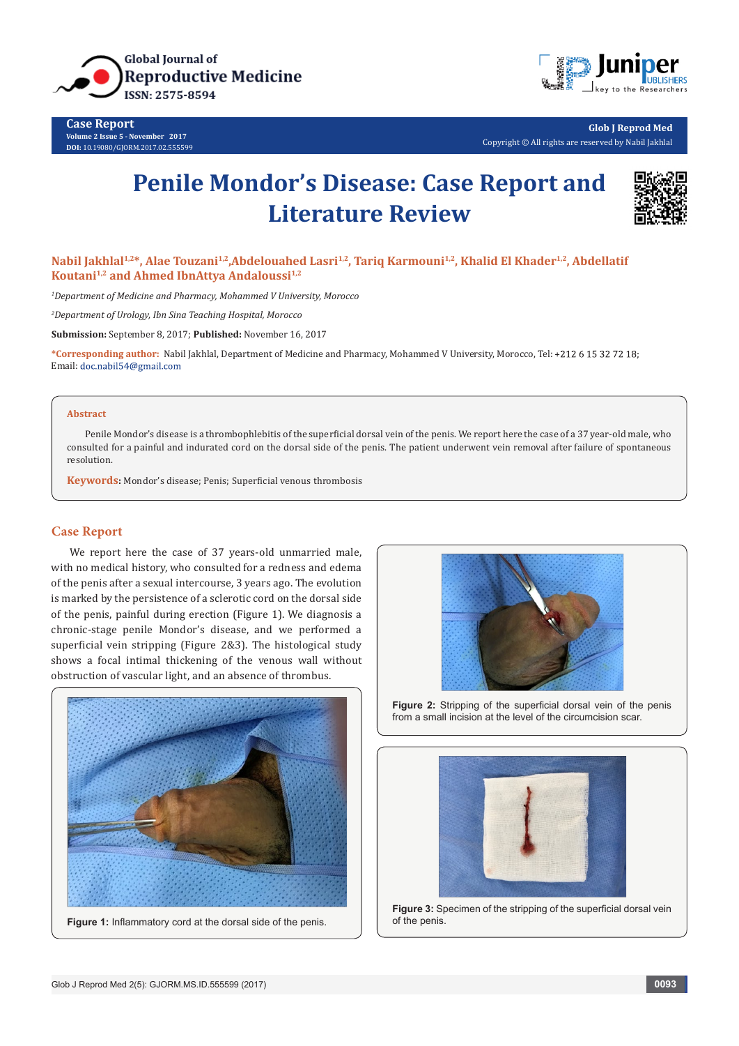# Penile Mondor's Disease: Case Report and Literature Review

**Nabil Jakhlal[1,2]*, Alae Touzani[1,2], Abdelouahed Lasri[1,2], Tariq Karmouni[1,2], Khalid El Khader[1,2], Abdellatif Koutani[1,2] and Ahmed IbnAttya Andaloussi[1,2]**

*[1]Department of Medicine and Pharmacy, Mohammed V University, Morocco*

*[2]Department of Urology, Ibn Sina Teaching Hospital, Morocco*

**Submission:** September 8, 2017; **Published:** November 16, 2017

***Corresponding author:** Nabil Jakhlal, Department of Medicine and Pharmacy, Mohammed V University, Morocco, Tel: +212 6 15 32 72 18; Email: doc.nabil54@gmail.com

## Abstract

Penile Mondor's disease is a thrombophlebitis of the superficial dorsal vein of the penis. We report here the case of a 37 year-old male, who consulted for a painful and indurated cord on the dorsal side of the penis. The patient underwent vein removal after failure of spontaneous resolution.

**Keywords:** Mondor's disease; Penis; Superficial venous thrombosis

## Case Report

We report here the case of 37 years-old unmarried male, with no medical history, who consulted for a redness and edema of the penis after a sexual intercourse, 3 years ago. The evolution is marked by the persistence of a sclerotic cord on the dorsal side of the penis, painful during erection (Figure 1). We diagnosis a chronic-stage penile Mondor's disease, and we performed a superficial vein stripping (Figure 2&3). The histological study shows a focal intimal thickening of the venous wall without obstruction of vascular light, and an absence of thrombus.

**Figure 1:** Inflammatory cord at the dorsal side of the penis.

**Figure 2:** Stripping of the superficial dorsal vein of the penis from a small incision at the level of the circumcision scar.

**Figure 3:** Specimen of the stripping of the superficial dorsal vein of the penis.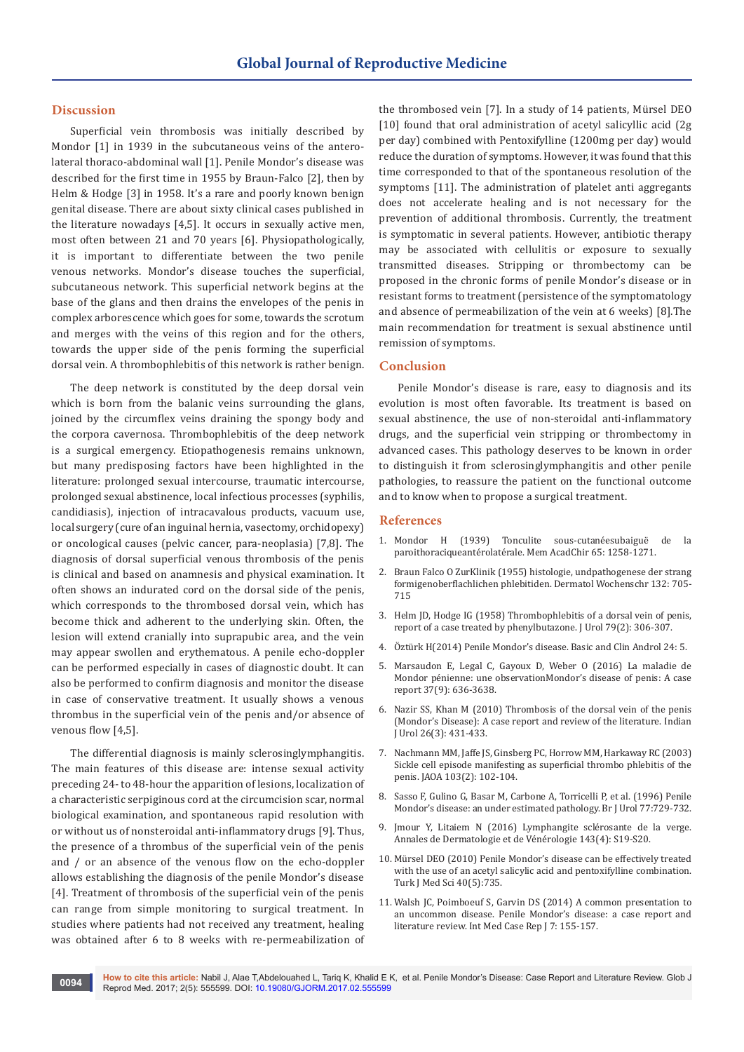## Discussion

Superficial vein thrombosis was initially described by Mondor [1] in 1939 in the subcutaneous veins of the antero-lateral thoraco-abdominal wall [1]. Penile Mondor's disease was described for the first time in 1955 by Braun-Falco [2], then by Helm & Hodge [3] in 1958. It's a rare and poorly known benign genital disease. There are about sixty clinical cases published in the literature nowadays [4,5]. It occurs in sexually active men, most often between 21 and 70 years [6]. Physiopathologically, it is important to differentiate between the two penile venous networks. Mondor's disease touches the superficial, subcutaneous network. This superficial network begins at the base of the glans and then drains the envelopes of the penis in complex arborescence which goes for some, towards the scrotum and merges with the veins of this region and for the others, towards the upper side of the penis forming the superficial dorsal vein. A thrombophlebitis of this network is rather benign.

The deep network is constituted by the deep dorsal vein which is born from the balanic veins surrounding the glans, joined by the circumflex veins draining the spongy body and the corpora cavernosa. Thrombophlebitis of the deep network is a surgical emergency. Etiopathogenesis remains unknown, but many predisposing factors have been highlighted in the literature: prolonged sexual intercourse, traumatic intercourse, prolonged sexual abstinence, local infectious processes (syphilis, candidiasis), injection of intracavalous products, vacuum use, local surgery (cure of an inguinal hernia, vasectomy, orchidopexy) or oncological causes (pelvic cancer, para-neoplasia) [7,8]. The diagnosis of dorsal superficial venous thrombosis of the penis is clinical and based on anamnesis and physical examination. It often shows an indurated cord on the dorsal side of the penis, which corresponds to the thrombosed dorsal vein, which has become thick and adherent to the underlying skin. Often, the lesion will extend cranially into suprapubic area, and the vein may appear swollen and erythematous. A penile echo-doppler can be performed especially in cases of diagnostic doubt. It can also be performed to confirm diagnosis and monitor the disease in case of conservative treatment. It usually shows a venous thrombus in the superficial vein of the penis and/or absence of venous flow [4,5].

The differential diagnosis is mainly sclerosinglymphangitis. The main features of this disease are: intense sexual activity preceding 24- to 48-hour the apparition of lesions, localization of a characteristic serpiginous cord at the circumcision scar, normal biological examination, and spontaneous rapid resolution with or without of nonsteroidal anti-inflammatory drugs [9]. Thus, the presence of a thrombus of the superficial vein of the penis and / or an absence of the venous flow on the echo-doppler allows establishing the diagnosis of the penile Mondor's disease [4]. Treatment of thrombosis of the superficial vein of the penis can range from simple monitoring to surgical treatment. In studies where patients had not received any treatment, healing was obtained after 6 to 8 weeks with re-permeabilization of the thrombosed vein [7]. In a study of 14 patients, Mürsel DEO [10] found that oral administration of acetyl salicylic acid (2g per day) combined with Pentoxifylline (1200mg per day) would reduce the duration of symptoms. However, it was found that this time corresponded to that of the spontaneous resolution of the symptoms [11]. The administration of platelet anti aggregants does not accelerate healing and is not necessary for the prevention of additional thrombosis. Currently, the treatment is symptomatic in several patients. However, antibiotic therapy may be associated with cellulitis or exposure to sexually transmitted diseases. Stripping or thrombectomy can be proposed in the chronic forms of penile Mondor's disease or in resistant forms to treatment (persistence of the symptomatology and absence of permeabilization of the vein at 6 weeks) [8].The main recommendation for treatment is sexual abstinence until remission of symptoms.

## Conclusion

Penile Mondor's disease is rare, easy to diagnosis and its evolution is most often favorable. Its treatment is based on sexual abstinence, the use of non-steroidal anti-inflammatory drugs, and the superficial vein stripping or thrombectomy in advanced cases. This pathology deserves to be known in order to distinguish it from sclerosinglymphangitis and other penile pathologies, to reassure the patient on the functional outcome and to know when to propose a surgical treatment.

## References

1. Mondor H (1939) Tonculite sous-cutanéesubaiguë de la paroithoraciqueantérolatérale. Mem AcadChir 65: 1258-1271.
2. Braun Falco O ZurKlinik (1955) histologie, undpathogenese der strang formigenoberflachlichen phlebitiden. Dermatol Wochenschr 132: 705-715
3. Helm JD, Hodge IG (1958) Thrombophlebitis of a dorsal vein of penis, report of a case treated by phenylbutazone. J Urol 79(2): 306-307.
4. Öztürk H(2014) Penile Mondor's disease. Basic and Clin Androl 24: 5.
5. Marsaudon E, Legal C, Gayoux D, Weber O (2016) La maladie de Mondor pénienne: une observationMondor's disease of penis: A case report 37(9): 636-3638.
6. Nazir SS, Khan M (2010) Thrombosis of the dorsal vein of the penis (Mondor's Disease): A case report and review of the literature. Indian J Urol 26(3): 431-433.
7. Nachmann MM, Jaffe JS, Ginsberg PC, Horrow MM, Harkaway RC (2003) Sickle cell episode manifesting as superficial thrombo phlebitis of the penis. JAOA 103(2): 102-104.
8. Sasso F, Gulino G, Basar M, Carbone A, Torricelli P, et al. (1996) Penile Mondor's disease: an under estimated pathology. Br J Urol 77:729-732.
9. Jmour Y, Litaiem N (2016) Lymphangite sclérosante de la verge. Annales de Dermatologie et de Vénérologie 143(4): S19-S20.
10. Mürsel DEO (2010) Penile Mondor's disease can be effectively treated with the use of an acetyl salicylic acid and pentoxifylline combination. Turk J Med Sci 40(5):735.
11. Walsh JC, Poimboeuf S, Garvin DS (2014) A common presentation to an uncommon disease. Penile Mondor's disease: a case report and literature review. Int Med Case Rep J 7: 155-157.

**How to cite this article:** Nabil J, Alae T,Abdelouahed L, Tariq K, Khalid E K, et al. Penile Mondor's Disease: Case Report and Literature Review. Glob J Reprod Med. 2017; 2(5): 555599. DOI: 10.19080/GJORM.2017.02.555599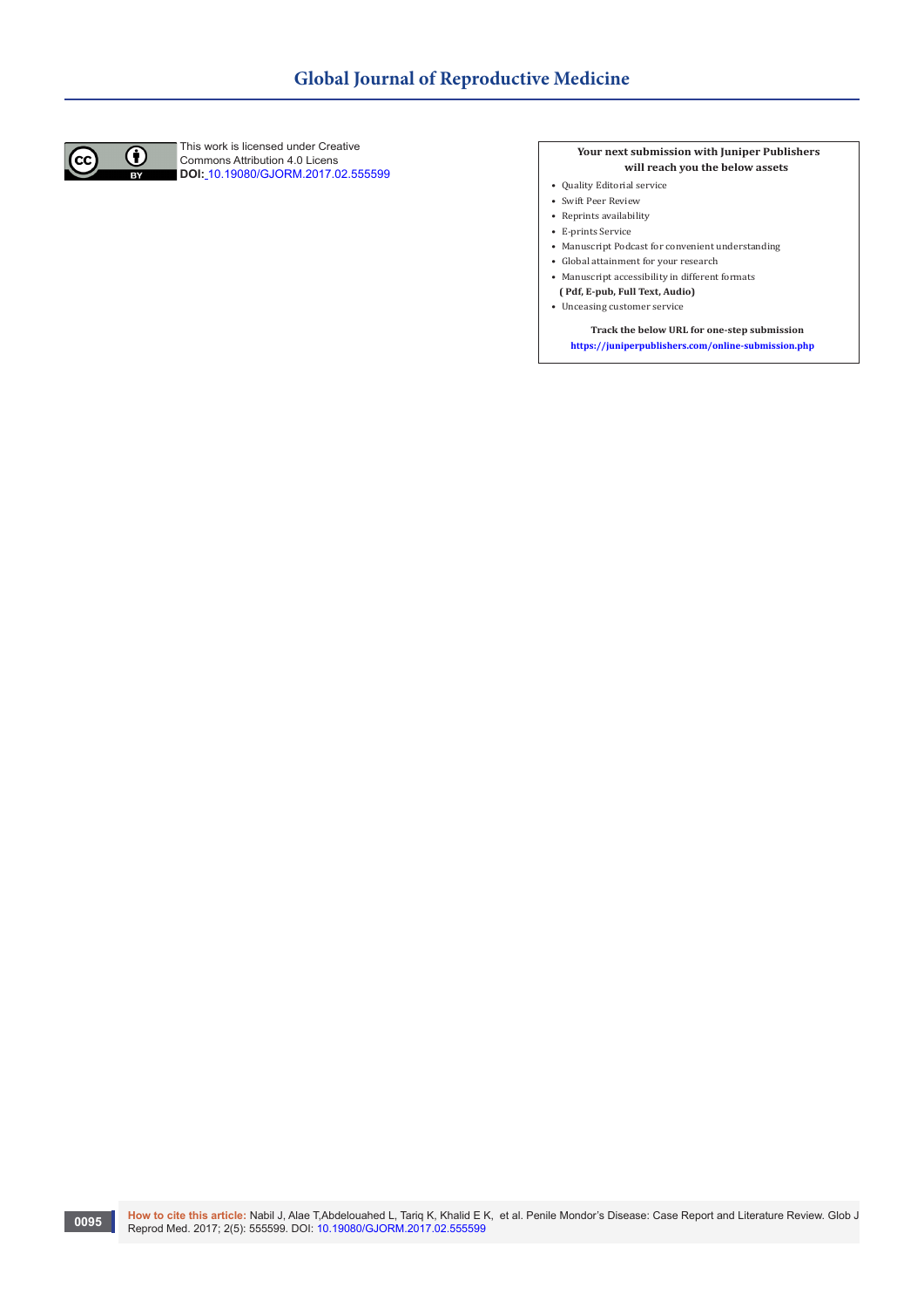This work is licensed under Creative Commons Attribution 4.0 Licens
**DOI:** 10.19080/GJORM.2017.02.555599

**Your next submission with Juniper Publishers will reach you the below assets**

- Quality Editorial service
- Swift Peer Review
- Reprints availability
- E-prints Service
- Manuscript Podcast for convenient understanding
- Global attainment for your research
- Manuscript accessibility in different formats
  **( Pdf, E-pub, Full Text, Audio)**
- Unceasing customer service

**Track the below URL for one-step submission**
**https://juniperpublishers.com/online-submission.php**

**How to cite this article:** Nabil J, Alae T,Abdelouahed L, Tariq K, Khalid E K, et al. Penile Mondor's Disease: Case Report and Literature Review. Glob J Reprod Med. 2017; 2(5): 555599. DOI: 10.19080/GJORM.2017.02.555599